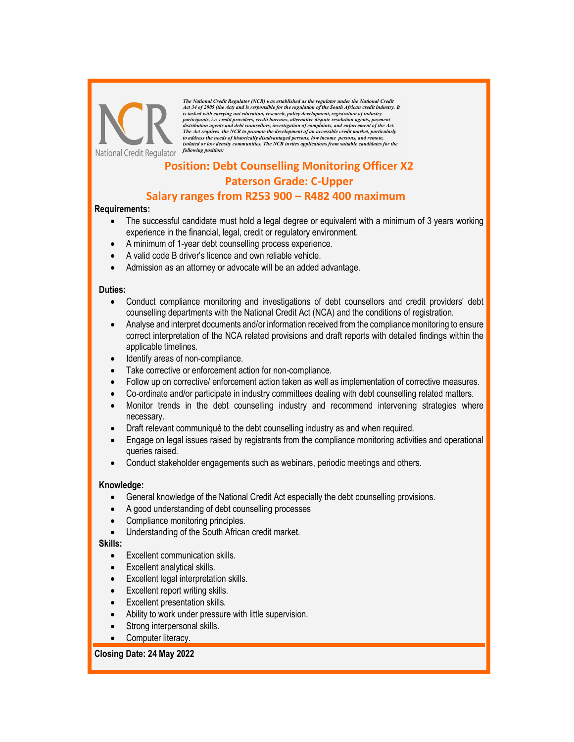NCR National Credit Regulator

*The National Credit Regulator (NCR) was established as the regulator under the National Credit Act 34 of 2005 (the Act) and is responsible for the regulation of the South African credit industry. It is tasked with carrying out education, research, policy development, registration of industry participants, i.e. credit providers, credit bureaux, alternative dispute resolution agents, payment distribution agents and debt counsellors, investigation of complaints, and enforcement of the Act. The Act requires the NCR to promote the development of an accessible credit market, particularly to address the needs of historically disadvantaged persons, low income persons, and remote, isolated or low density communities. The NCR invites applications from suitable candidates for the following position:*

## Position: Debt Counselling Monitoring Officer X2

## Paterson Grade: C-Upper

## Salary ranges from R253 900 – R482 400 maximum

**Requirements:**

- The successful candidate must hold a legal degree or equivalent with a minimum of 3 years working experience in the financial, legal, credit or regulatory environment.
- A minimum of 1-year debt counselling process experience.
- A valid code B driver's licence and own reliable vehicle.
- Admission as an attorney or advocate will be an added advantage.

**Duties:**

- Conduct compliance monitoring and investigations of debt counsellors and credit providers' debt counselling departments with the National Credit Act (NCA) and the conditions of registration.
- Analyse and interpret documents and/or information received from the compliance monitoring to ensure correct interpretation of the NCA related provisions and draft reports with detailed findings within the applicable timelines.
- Identify areas of non-compliance.
- Take corrective or enforcement action for non-compliance.
- Follow up on corrective/ enforcement action taken as well as implementation of corrective measures.
- Co-ordinate and/or participate in industry committees dealing with debt counselling related matters.
- Monitor trends in the debt counselling industry and recommend intervening strategies where necessary.
- Draft relevant communiqué to the debt counselling industry as and when required.
- Engage on legal issues raised by registrants from the compliance monitoring activities and operational queries raised.
- Conduct stakeholder engagements such as webinars, periodic meetings and others.

**Knowledge:**

- General knowledge of the National Credit Act especially the debt counselling provisions.
- A good understanding of debt counselling processes
- Compliance monitoring principles.
- Understanding of the South African credit market.

**Skills:**

- Excellent communication skills.
- Excellent analytical skills.
- Excellent legal interpretation skills.
- Excellent report writing skills.
- Excellent presentation skills.
- Ability to work under pressure with little supervision.
- Strong interpersonal skills.
- Computer literacy.

**Closing Date: 24 May 2022**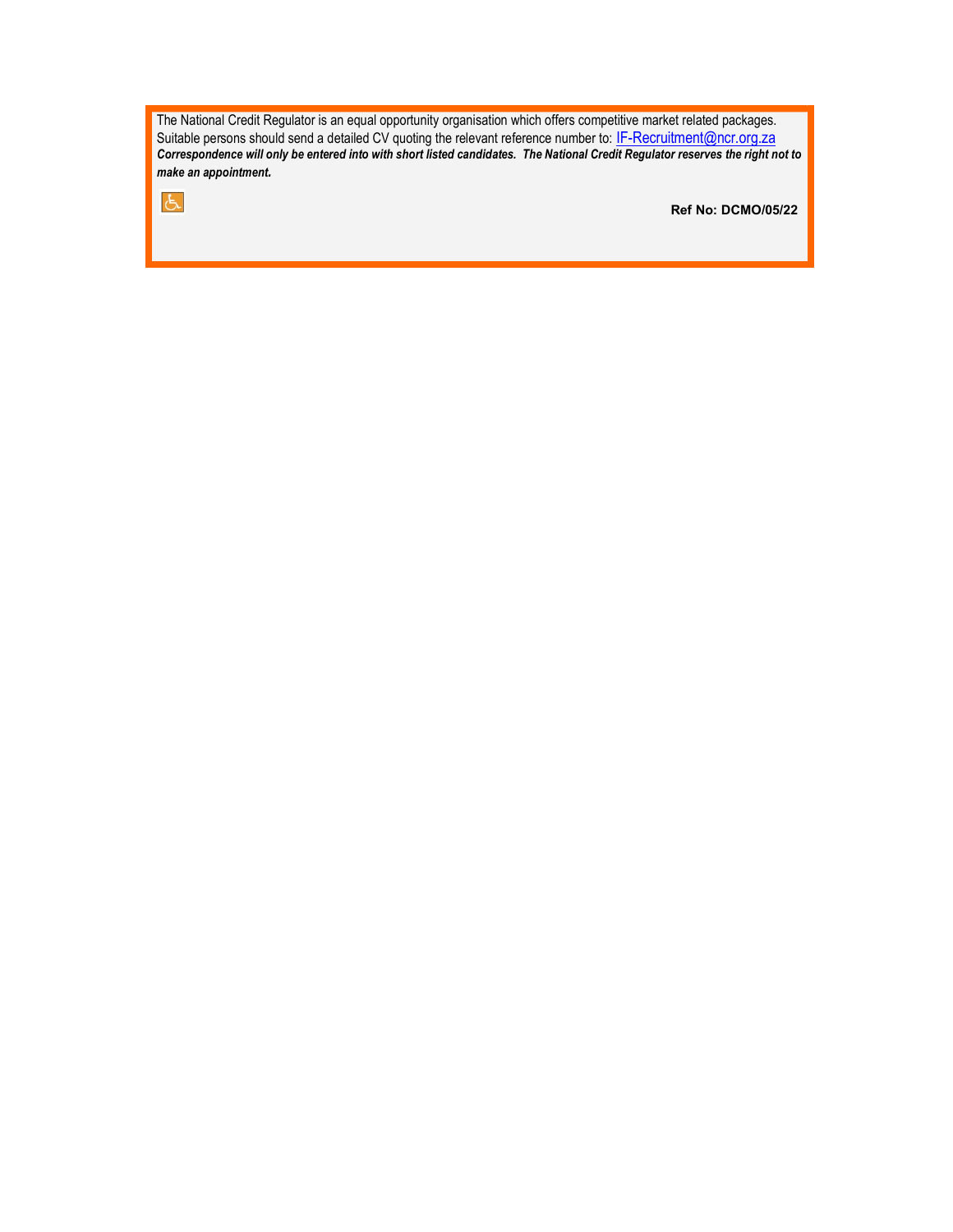The National Credit Regulator is an equal opportunity organisation which offers competitive market related packages. Suitable persons should send a detailed CV quoting the relevant reference number to: IF-Recruitment@ncr.org.za

***Correspondence will only be entered into with short listed candidates. The National Credit Regulator reserves the right not to make an appointment.***

**Ref No: DCMO/05/22**